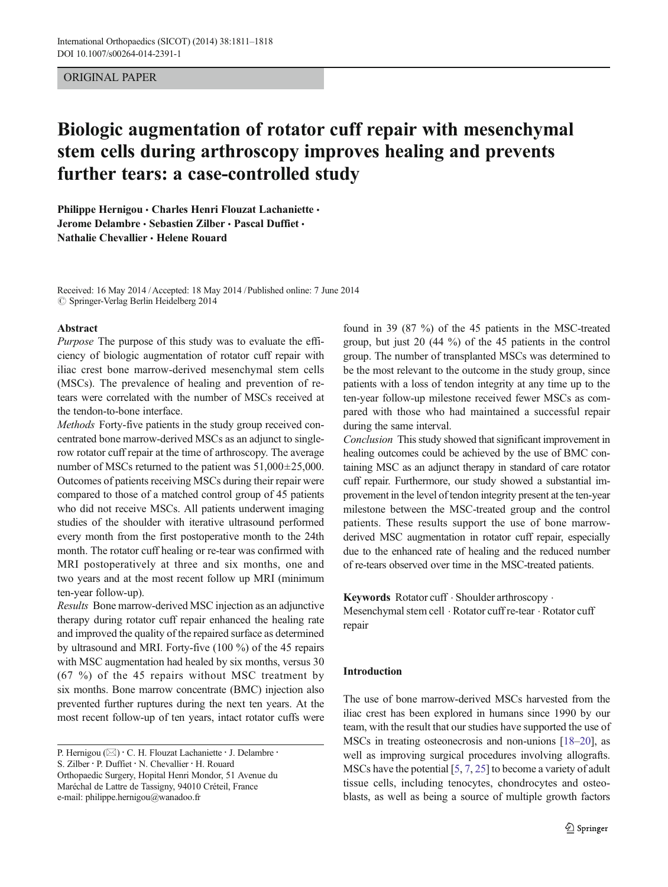ORIGINAL PAPER

# Biologic augmentation of rotator cuff repair with mesenchymal stem cells during arthroscopy improves healing and prevents further tears: a case-controlled study

**Philippe Hernigou · Charles Henri Flouzat Lachaniette · Jerome Delambre · Sebastien Zilber · Pascal Duffiet · Nathalie Chevallier · Helene Rouard**

Received: 16 May 2014 / Accepted: 18 May 2014 / Published online: 7 June 2014
© Springer-Verlag Berlin Heidelberg 2014

**Abstract**

*Purpose* The purpose of this study was to evaluate the efficiency of biologic augmentation of rotator cuff repair with iliac crest bone marrow-derived mesenchymal stem cells (MSCs). The prevalence of healing and prevention of re-tears were correlated with the number of MSCs received at the tendon-to-bone interface.

*Methods* Forty-five patients in the study group received concentrated bone marrow-derived MSCs as an adjunct to single-row rotator cuff repair at the time of arthroscopy. The average number of MSCs returned to the patient was 51,000±25,000. Outcomes of patients receiving MSCs during their repair were compared to those of a matched control group of 45 patients who did not receive MSCs. All patients underwent imaging studies of the shoulder with iterative ultrasound performed every month from the first postoperative month to the 24th month. The rotator cuff healing or re-tear was confirmed with MRI postoperatively at three and six months, one and two years and at the most recent follow up MRI (minimum ten-year follow-up).

*Results* Bone marrow-derived MSC injection as an adjunctive therapy during rotator cuff repair enhanced the healing rate and improved the quality of the repaired surface as determined by ultrasound and MRI. Forty-five (100 %) of the 45 repairs with MSC augmentation had healed by six months, versus 30 (67 %) of the 45 repairs without MSC treatment by six months. Bone marrow concentrate (BMC) injection also prevented further ruptures during the next ten years. At the most recent follow-up of ten years, intact rotator cuffs were found in 39 (87 %) of the 45 patients in the MSC-treated group, but just 20 (44 %) of the 45 patients in the control group. The number of transplanted MSCs was determined to be the most relevant to the outcome in the study group, since patients with a loss of tendon integrity at any time up to the ten-year follow-up milestone received fewer MSCs as compared with those who had maintained a successful repair during the same interval.

*Conclusion* This study showed that significant improvement in healing outcomes could be achieved by the use of BMC containing MSC as an adjunct therapy in standard of care rotator cuff repair. Furthermore, our study showed a substantial improvement in the level of tendon integrity present at the ten-year milestone between the MSC-treated group and the control patients. These results support the use of bone marrow-derived MSC augmentation in rotator cuff repair, especially due to the enhanced rate of healing and the reduced number of re-tears observed over time in the MSC-treated patients.

**Keywords** Rotator cuff · Shoulder arthroscopy · Mesenchymal stem cell · Rotator cuff re-tear · Rotator cuff repair

P. Hernigou (✉) · C. H. Flouzat Lachaniette · J. Delambre · S. Zilber · P. Duffiet · N. Chevallier · H. Rouard
Orthopaedic Surgery, Hopital Henri Mondor, 51 Avenue du Maréchal de Lattre de Tassigny, 94010 Créteil, France
e-mail: philippe.hernigou@wanadoo.fr

## Introduction

The use of bone marrow-derived MSCs harvested from the iliac crest has been explored in humans since 1990 by our team, with the result that our studies have supported the use of MSCs in treating osteonecrosis and non-unions [18–20], as well as improving surgical procedures involving allografts. MSCs have the potential [5, 7, 25] to become a variety of adult tissue cells, including tenocytes, chondrocytes and osteoblasts, as well as being a source of multiple growth factors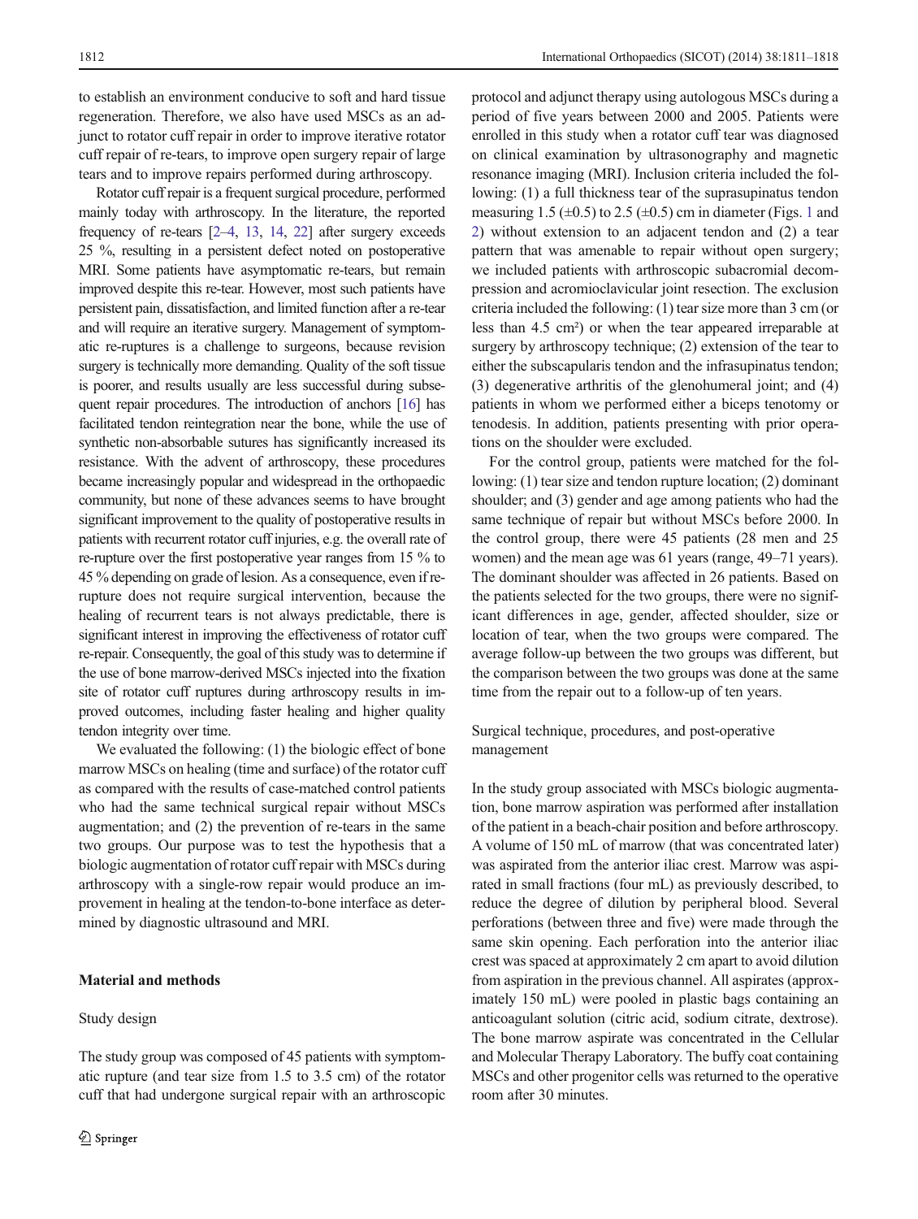to establish an environment conducive to soft and hard tissue regeneration. Therefore, we also have used MSCs as an adjunct to rotator cuff repair in order to improve iterative rotator cuff repair of re-tears, to improve open surgery repair of large tears and to improve repairs performed during arthroscopy.

Rotator cuff repair is a frequent surgical procedure, performed mainly today with arthroscopy. In the literature, the reported frequency of re-tears [2–4, 13, 14, 22] after surgery exceeds 25 %, resulting in a persistent defect noted on postoperative MRI. Some patients have asymptomatic re-tears, but remain improved despite this re-tear. However, most such patients have persistent pain, dissatisfaction, and limited function after a re-tear and will require an iterative surgery. Management of symptomatic re-ruptures is a challenge to surgeons, because revision surgery is technically more demanding. Quality of the soft tissue is poorer, and results usually are less successful during subsequent repair procedures. The introduction of anchors [16] has facilitated tendon reintegration near the bone, while the use of synthetic non-absorbable sutures has significantly increased its resistance. With the advent of arthroscopy, these procedures became increasingly popular and widespread in the orthopaedic community, but none of these advances seems to have brought significant improvement to the quality of postoperative results in patients with recurrent rotator cuff injuries, e.g. the overall rate of re-rupture over the first postoperative year ranges from 15 % to 45 % depending on grade of lesion. As a consequence, even if re-rupture does not require surgical intervention, because the healing of recurrent tears is not always predictable, there is significant interest in improving the effectiveness of rotator cuff re-repair. Consequently, the goal of this study was to determine if the use of bone marrow-derived MSCs injected into the fixation site of rotator cuff ruptures during arthroscopy results in improved outcomes, including faster healing and higher quality tendon integrity over time.

We evaluated the following: (1) the biologic effect of bone marrow MSCs on healing (time and surface) of the rotator cuff as compared with the results of case-matched control patients who had the same technical surgical repair without MSCs augmentation; and (2) the prevention of re-tears in the same two groups. Our purpose was to test the hypothesis that a biologic augmentation of rotator cuff repair with MSCs during arthroscopy with a single-row repair would produce an improvement in healing at the tendon-to-bone interface as determined by diagnostic ultrasound and MRI.

## Material and methods

### Study design

The study group was composed of 45 patients with symptomatic rupture (and tear size from 1.5 to 3.5 cm) of the rotator cuff that had undergone surgical repair with an arthroscopic protocol and adjunct therapy using autologous MSCs during a period of five years between 2000 and 2005. Patients were enrolled in this study when a rotator cuff tear was diagnosed on clinical examination by ultrasonography and magnetic resonance imaging (MRI). Inclusion criteria included the following: (1) a full thickness tear of the suprasupinatus tendon measuring 1.5 (±0.5) to 2.5 (±0.5) cm in diameter (Figs. 1 and 2) without extension to an adjacent tendon and (2) a tear pattern that was amenable to repair without open surgery; we included patients with arthroscopic subacromial decompression and acromioclavicular joint resection. The exclusion criteria included the following: (1) tear size more than 3 cm (or less than 4.5 cm²) or when the tear appeared irreparable at surgery by arthroscopy technique; (2) extension of the tear to either the subscapularis tendon and the infraspinatus tendon; (3) degenerative arthritis of the glenohumeral joint; and (4) patients in whom we performed either a biceps tenotomy or tenodesis. In addition, patients presenting with prior operations on the shoulder were excluded.

For the control group, patients were matched for the following: (1) tear size and tendon rupture location; (2) dominant shoulder; and (3) gender and age among patients who had the same technique of repair but without MSCs before 2000. In the control group, there were 45 patients (28 men and 25 women) and the mean age was 61 years (range, 49–71 years). The dominant shoulder was affected in 26 patients. Based on the patients selected for the two groups, there were no significant differences in age, gender, affected shoulder, size or location of tear, when the two groups were compared. The average follow-up between the two groups was different, but the comparison between the two groups was done at the same time from the repair out to a follow-up of ten years.

### Surgical technique, procedures, and post-operative management

In the study group associated with MSCs biologic augmentation, bone marrow aspiration was performed after installation of the patient in a beach-chair position and before arthroscopy. A volume of 150 mL of marrow (that was concentrated later) was aspirated from the anterior iliac crest. Marrow was aspirated in small fractions (four mL) as previously described, to reduce the degree of dilution by peripheral blood. Several perforations (between three and five) were made through the same skin opening. Each perforation into the anterior iliac crest was spaced at approximately 2 cm apart to avoid dilution from aspiration in the previous channel. All aspirates (approximately 150 mL) were pooled in plastic bags containing an anticoagulant solution (citric acid, sodium citrate, dextrose). The bone marrow aspirate was concentrated in the Cellular and Molecular Therapy Laboratory. The buffy coat containing MSCs and other progenitor cells was returned to the operative room after 30 minutes.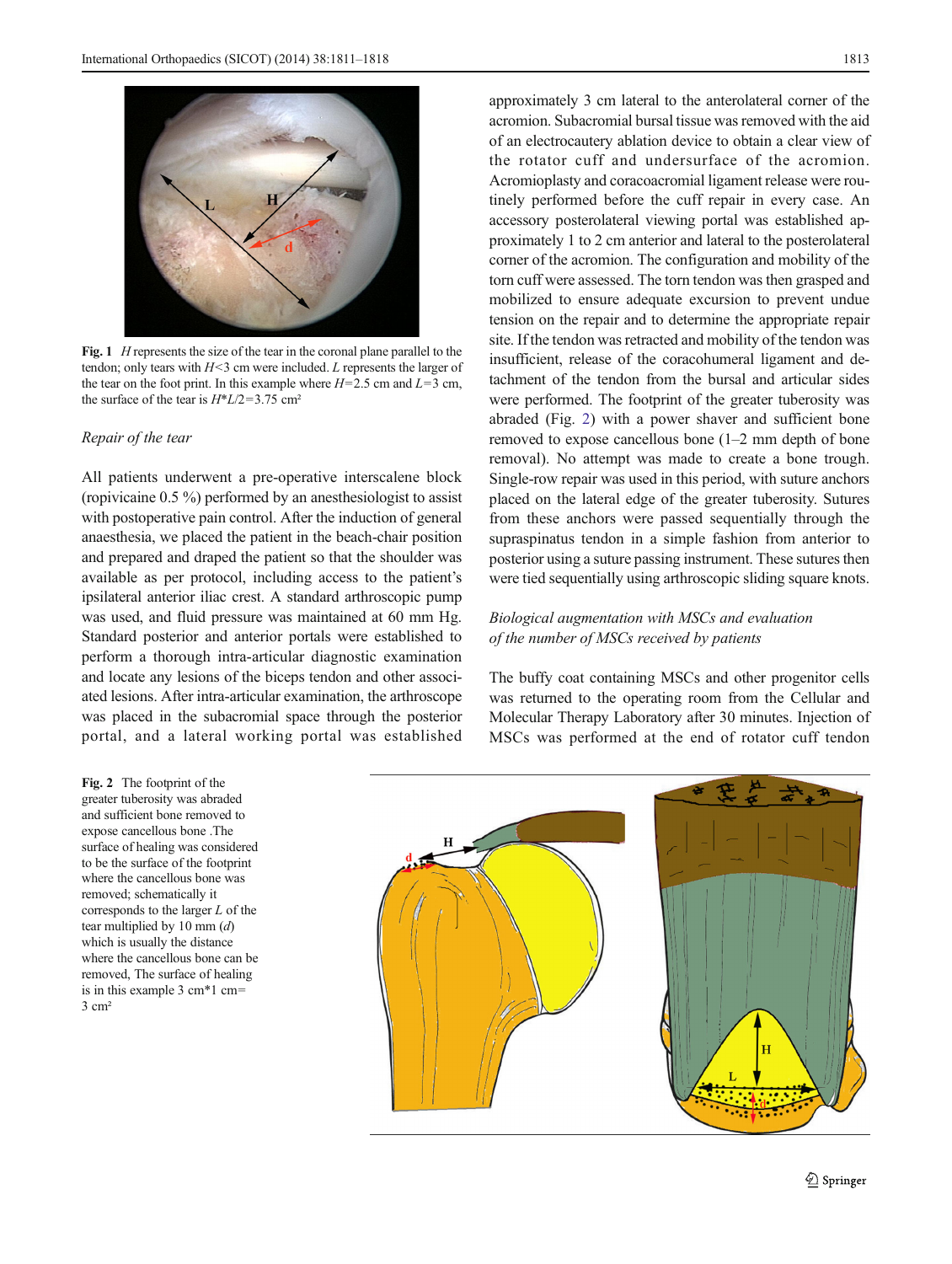Fig. 1 $H$ represents the size of the tear in the coronal plane parallel to the tendon; only tears with $H<3$ cm were included. $L$ represents the larger of the tear on the foot print. In this example where $H=2.5$ cm and $L=3$ cm, the surface of the tear is $H*L/2=3.75$ cm²

### *Repair of the tear*

All patients underwent a pre-operative interscalene block (ropivicaine 0.5 %) performed by an anesthesiologist to assist with postoperative pain control. After the induction of general anaesthesia, we placed the patient in the beach-chair position and prepared and draped the patient so that the shoulder was available as per protocol, including access to the patient's ipsilateral anterior iliac crest. A standard arthroscopic pump was used, and fluid pressure was maintained at 60 mm Hg. Standard posterior and anterior portals were established to perform a thorough intra-articular diagnostic examination and locate any lesions of the biceps tendon and other associated lesions. After intra-articular examination, the arthroscope was placed in the subacromial space through the posterior portal, and a lateral working portal was established approximately 3 cm lateral to the anterolateral corner of the acromion. Subacromial bursal tissue was removed with the aid of an electrocautery ablation device to obtain a clear view of the rotator cuff and undersurface of the acromion. Acromioplasty and coracoacromial ligament release were routinely performed before the cuff repair in every case. An accessory posterolateral viewing portal was established approximately 1 to 2 cm anterior and lateral to the posterolateral corner of the acromion. The configuration and mobility of the torn cuff were assessed. The torn tendon was then grasped and mobilized to ensure adequate excursion to prevent undue tension on the repair and to determine the appropriate repair site. If the tendon was retracted and mobility of the tendon was insufficient, release of the coracohumeral ligament and detachment of the tendon from the bursal and articular sides were performed. The footprint of the greater tuberosity was abraded (Fig. 2) with a power shaver and sufficient bone removed to expose cancellous bone (1–2 mm depth of bone removal). No attempt was made to create a bone trough. Single-row repair was used in this period, with suture anchors placed on the lateral edge of the greater tuberosity. Sutures from these anchors were passed sequentially through the supraspinatus tendon in a simple fashion from anterior to posterior using a suture passing instrument. These sutures then were tied sequentially using arthroscopic sliding square knots.

### *Biological augmentation with MSCs and evaluation of the number of MSCs received by patients*

The buffy coat containing MSCs and other progenitor cells was returned to the operating room from the Cellular and Molecular Therapy Laboratory after 30 minutes. Injection of MSCs was performed at the end of rotator cuff tendon

Fig. 2 The footprint of the greater tuberosity was abraded and sufficient bone removed to expose cancellous bone .The surface of healing was considered to be the surface of the footprint where the cancellous bone was removed; schematically it corresponds to the larger $L$ of the tear multiplied by 10 mm ($d$) which is usually the distance where the cancellous bone can be removed, The surface of healing is in this example 3 cm*1 cm= 3 cm²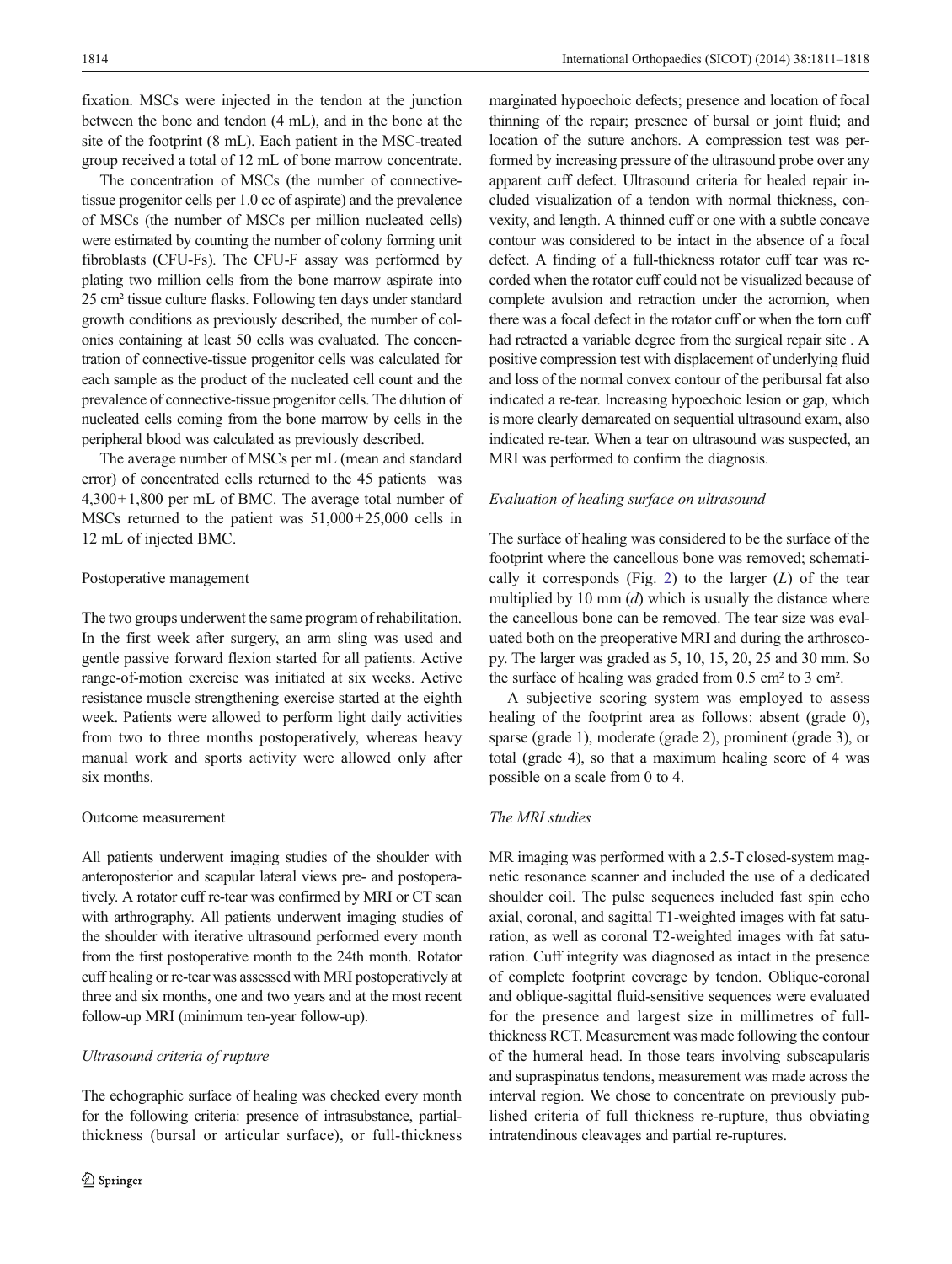fixation. MSCs were injected in the tendon at the junction between the bone and tendon (4 mL), and in the bone at the site of the footprint (8 mL). Each patient in the MSC-treated group received a total of 12 mL of bone marrow concentrate.

The concentration of MSCs (the number of connective-tissue progenitor cells per 1.0 cc of aspirate) and the prevalence of MSCs (the number of MSCs per million nucleated cells) were estimated by counting the number of colony forming unit fibroblasts (CFU-Fs). The CFU-F assay was performed by plating two million cells from the bone marrow aspirate into 25 cm² tissue culture flasks. Following ten days under standard growth conditions as previously described, the number of colonies containing at least 50 cells was evaluated. The concentration of connective-tissue progenitor cells was calculated for each sample as the product of the nucleated cell count and the prevalence of connective-tissue progenitor cells. The dilution of nucleated cells coming from the bone marrow by cells in the peripheral blood was calculated as previously described.

The average number of MSCs per mL (mean and standard error) of concentrated cells returned to the 45 patients was 4,300+1,800 per mL of BMC. The average total number of MSCs returned to the patient was 51,000±25,000 cells in 12 mL of injected BMC.

## Postoperative management

The two groups underwent the same program of rehabilitation. In the first week after surgery, an arm sling was used and gentle passive forward flexion started for all patients. Active range-of-motion exercise was initiated at six weeks. Active resistance muscle strengthening exercise started at the eighth week. Patients were allowed to perform light daily activities from two to three months postoperatively, whereas heavy manual work and sports activity were allowed only after six months.

## Outcome measurement

All patients underwent imaging studies of the shoulder with anteroposterior and scapular lateral views pre- and postoperatively. A rotator cuff re-tear was confirmed by MRI or CT scan with arthrography. All patients underwent imaging studies of the shoulder with iterative ultrasound performed every month from the first postoperative month to the 24th month. Rotator cuff healing or re-tear was assessed with MRI postoperatively at three and six months, one and two years and at the most recent follow-up MRI (minimum ten-year follow-up).

### *Ultrasound criteria of rupture*

The echographic surface of healing was checked every month for the following criteria: presence of intrasubstance, partial-thickness (bursal or articular surface), or full-thickness marginated hypoechoic defects; presence and location of focal thinning of the repair; presence of bursal or joint fluid; and location of the suture anchors. A compression test was performed by increasing pressure of the ultrasound probe over any apparent cuff defect. Ultrasound criteria for healed repair included visualization of a tendon with normal thickness, convexity, and length. A thinned cuff or one with a subtle concave contour was considered to be intact in the absence of a focal defect. A finding of a full-thickness rotator cuff tear was recorded when the rotator cuff could not be visualized because of complete avulsion and retraction under the acromion, when there was a focal defect in the rotator cuff or when the torn cuff had retracted a variable degree from the surgical repair site . A positive compression test with displacement of underlying fluid and loss of the normal convex contour of the peribursal fat also indicated a re-tear. Increasing hypoechoic lesion or gap, which is more clearly demarcated on sequential ultrasound exam, also indicated re-tear. When a tear on ultrasound was suspected, an MRI was performed to confirm the diagnosis.

### *Evaluation of healing surface on ultrasound*

The surface of healing was considered to be the surface of the footprint where the cancellous bone was removed; schematically it corresponds (Fig. 2) to the larger ($L$) of the tear multiplied by 10 mm ($d$) which is usually the distance where the cancellous bone can be removed. The tear size was evaluated both on the preoperative MRI and during the arthroscopy. The larger was graded as 5, 10, 15, 20, 25 and 30 mm. So the surface of healing was graded from 0.5 cm² to 3 cm².

A subjective scoring system was employed to assess healing of the footprint area as follows: absent (grade 0), sparse (grade 1), moderate (grade 2), prominent (grade 3), or total (grade 4), so that a maximum healing score of 4 was possible on a scale from 0 to 4.

### *The MRI studies*

MR imaging was performed with a 2.5-T closed-system magnetic resonance scanner and included the use of a dedicated shoulder coil. The pulse sequences included fast spin echo axial, coronal, and sagittal T1-weighted images with fat saturation, as well as coronal T2-weighted images with fat saturation. Cuff integrity was diagnosed as intact in the presence of complete footprint coverage by tendon. Oblique-coronal and oblique-sagittal fluid-sensitive sequences were evaluated for the presence and largest size in millimetres of full-thickness RCT. Measurement was made following the contour of the humeral head. In those tears involving subscapularis and supraspinatus tendons, measurement was made across the interval region. We chose to concentrate on previously published criteria of full thickness re-rupture, thus obviating intratendinous cleavages and partial re-ruptures.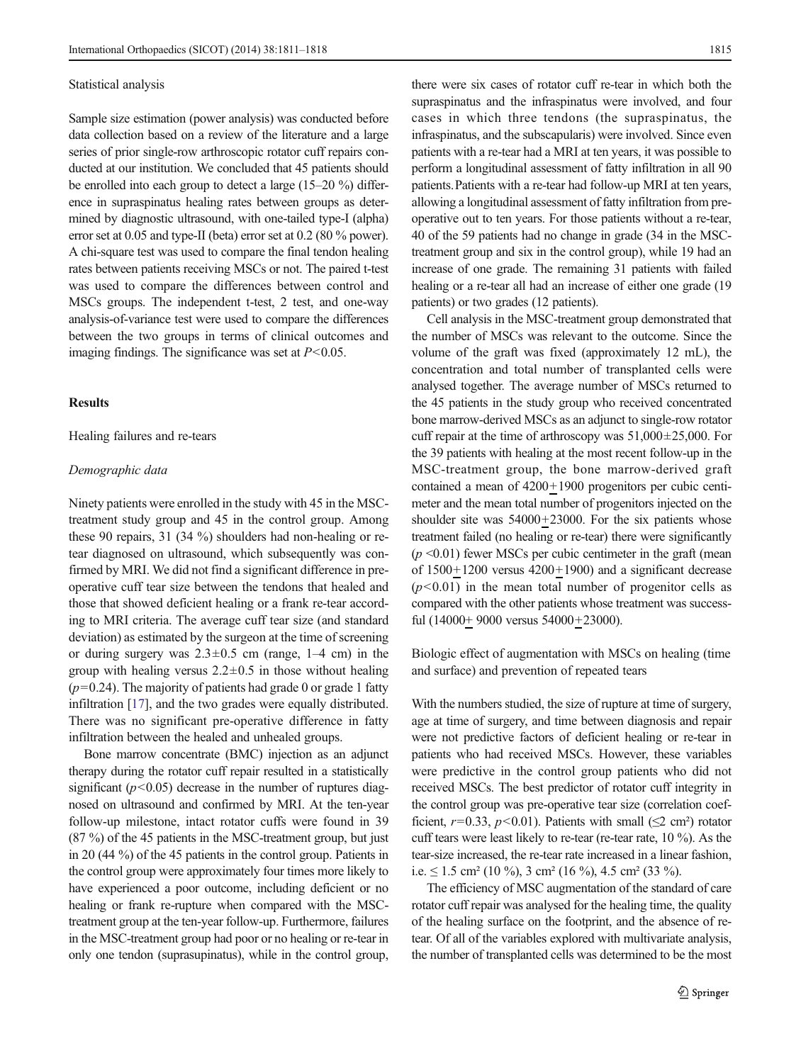### Statistical analysis

Sample size estimation (power analysis) was conducted before data collection based on a review of the literature and a large series of prior single-row arthroscopic rotator cuff repairs conducted at our institution. We concluded that 45 patients should be enrolled into each group to detect a large (15–20 %) difference in supraspinatus healing rates between groups as determined by diagnostic ultrasound, with one-tailed type-I (alpha) error set at 0.05 and type-II (beta) error set at 0.2 (80 % power). A chi-square test was used to compare the final tendon healing rates between patients receiving MSCs or not. The paired t-test was used to compare the differences between control and MSCs groups. The independent t-test, 2 test, and one-way analysis-of-variance test were used to compare the differences between the two groups in terms of clinical outcomes and imaging findings. The significance was set at $P<0.05$.

## Results

### Healing failures and re-tears

#### *Demographic data*

Ninety patients were enrolled in the study with 45 in the MSC-treatment study group and 45 in the control group. Among these 90 repairs, 31 (34 %) shoulders had non-healing or re-tear diagnosed on ultrasound, which subsequently was confirmed by MRI. We did not find a significant difference in pre-operative cuff tear size between the tendons that healed and those that showed deficient healing or a frank re-tear according to MRI criteria. The average cuff tear size (and standard deviation) as estimated by the surgeon at the time of screening or during surgery was $2.3\pm0.5$ cm (range, 1–4 cm) in the group with healing versus $2.2\pm0.5$ in those without healing ($p=0.24$). The majority of patients had grade 0 or grade 1 fatty infiltration [17], and the two grades were equally distributed. There was no significant pre-operative difference in fatty infiltration between the healed and unhealed groups.

Bone marrow concentrate (BMC) injection as an adjunct therapy during the rotator cuff repair resulted in a statistically significant ($p<0.05$) decrease in the number of ruptures diagnosed on ultrasound and confirmed by MRI. At the ten-year follow-up milestone, intact rotator cuffs were found in 39 (87 %) of the 45 patients in the MSC-treatment group, but just in 20 (44 %) of the 45 patients in the control group. Patients in the control group were approximately four times more likely to have experienced a poor outcome, including deficient or no healing or frank re-rupture when compared with the MSC-treatment group at the ten-year follow-up. Furthermore, failures in the MSC-treatment group had poor or no healing or re-tear in only one tendon (surasupinatus), while in the control group, there were six cases of rotator cuff re-tear in which both the supraspinatus and the infraspinatus were involved, and four cases in which three tendons (the supraspinatus, the infraspinatus, and the subscapularis) were involved. Since even patients with a re-tear had a MRI at ten years, it was possible to perform a longitudinal assessment of fatty infiltration in all 90 patients. Patients with a re-tear had follow-up MRI at ten years, allowing a longitudinal assessment of fatty infiltration from pre-operative out to ten years. For those patients without a re-tear, 40 of the 59 patients had no change in grade (34 in the MSC-treatment group and six in the control group), while 19 had an increase of one grade. The remaining 31 patients with failed healing or a re-tear all had an increase of either one grade (19 patients) or two grades (12 patients).

Cell analysis in the MSC-treatment group demonstrated that the number of MSCs was relevant to the outcome. Since the volume of the graft was fixed (approximately 12 mL), the concentration and total number of transplanted cells were analysed together. The average number of MSCs returned to the 45 patients in the study group who received concentrated bone marrow-derived MSCs as an adjunct to single-row rotator cuff repair at the time of arthroscopy was $51{,}000\pm25{,}000$. For the 39 patients with healing at the most recent follow-up in the MSC-treatment group, the bone marrow-derived graft contained a mean of $4200\pm1900$ progenitors per cubic centimeter and the mean total number of progenitors injected on the shoulder site was $54000\pm23000$. For the six patients whose treatment failed (no healing or re-tear) there were significantly ($p<0.01$) fewer MSCs per cubic centimeter in the graft (mean of $1500\pm1200$ versus $4200\pm1900$) and a significant decrease ($p<0.01$) in the mean total number of progenitor cells as compared with the other patients whose treatment was successful ($14000\pm 9000$ versus $54000\pm23000$).

### Biologic effect of augmentation with MSCs on healing (time and surface) and prevention of repeated tears

With the numbers studied, the size of rupture at time of surgery, age at time of surgery, and time between diagnosis and repair were not predictive factors of deficient healing or re-tear in patients who had received MSCs. However, these variables were predictive in the control group patients who did not received MSCs. The best predictor of rotator cuff integrity in the control group was pre-operative tear size (correlation coefficient, $r=0.33$, $p<0.01$). Patients with small ($\leq2$ cm²) rotator cuff tears were least likely to re-tear (re-tear rate, 10 %). As the tear-size increased, the re-tear rate increased in a linear fashion, i.e. $\leq1.5$ cm² (10 %), 3 cm² (16 %), 4.5 cm² (33 %).

The efficiency of MSC augmentation of the standard of care rotator cuff repair was analysed for the healing time, the quality of the healing surface on the footprint, and the absence of re-tear. Of all of the variables explored with multivariate analysis, the number of transplanted cells was determined to be the most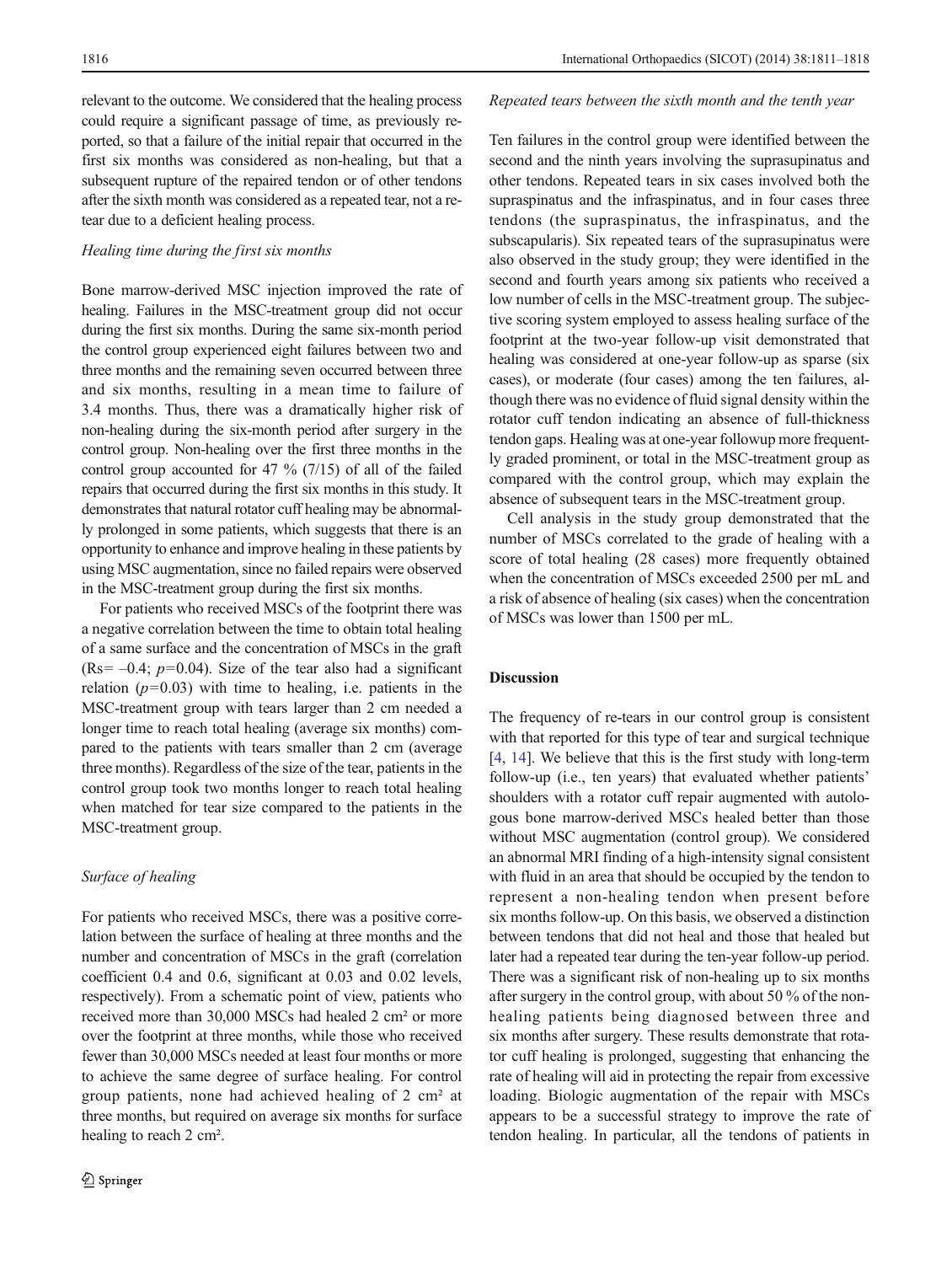relevant to the outcome. We considered that the healing process could require a significant passage of time, as previously reported, so that a failure of the initial repair that occurred in the first six months was considered as non-healing, but that a subsequent rupture of the repaired tendon or of other tendons after the sixth month was considered as a repeated tear, not a retear due to a deficient healing process.

*Healing time during the first six months*

Bone marrow-derived MSC injection improved the rate of healing. Failures in the MSC-treatment group did not occur during the first six months. During the same six-month period the control group experienced eight failures between two and three months and the remaining seven occurred between three and six months, resulting in a mean time to failure of 3.4 months. Thus, there was a dramatically higher risk of non-healing during the six-month period after surgery in the control group. Non-healing over the first three months in the control group accounted for 47 % (7/15) of all of the failed repairs that occurred during the first six months in this study. It demonstrates that natural rotator cuff healing may be abnormally prolonged in some patients, which suggests that there is an opportunity to enhance and improve healing in these patients by using MSC augmentation, since no failed repairs were observed in the MSC-treatment group during the first six months.

For patients who received MSCs of the footprint there was a negative correlation between the time to obtain total healing of a same surface and the concentration of MSCs in the graft ($Rs = -0.4$; $p = 0.04$). Size of the tear also had a significant relation ($p = 0.03$) with time to healing, i.e. patients in the MSC-treatment group with tears larger than 2 cm needed a longer time to reach total healing (average six months) compared to the patients with tears smaller than 2 cm (average three months). Regardless of the size of the tear, patients in the control group took two months longer to reach total healing when matched for tear size compared to the patients in the MSC-treatment group.

*Surface of healing*

For patients who received MSCs, there was a positive correlation between the surface of healing at three months and the number and concentration of MSCs in the graft (correlation coefficient 0.4 and 0.6, significant at 0.03 and 0.02 levels, respectively). From a schematic point of view, patients who received more than 30,000 MSCs had healed 2 cm² or more over the footprint at three months, while those who received fewer than 30,000 MSCs needed at least four months or more to achieve the same degree of surface healing. For control group patients, none had achieved healing of 2 cm² at three months, but required on average six months for surface healing to reach 2 cm².

*Repeated tears between the sixth month and the tenth year*

Ten failures in the control group were identified between the second and the ninth years involving the suprasupinatus and other tendons. Repeated tears in six cases involved both the supraspinatus and the infraspinatus, and in four cases three tendons (the supraspinatus, the infraspinatus, and the subscapularis). Six repeated tears of the suprasupinatus were also observed in the study group; they were identified in the second and fourth years among six patients who received a low number of cells in the MSC-treatment group. The subjective scoring system employed to assess healing surface of the footprint at the two-year follow-up visit demonstrated that healing was considered at one-year follow-up as sparse (six cases), or moderate (four cases) among the ten failures, although there was no evidence of fluid signal density within the rotator cuff tendon indicating an absence of full-thickness tendon gaps. Healing was at one-year followup more frequently graded prominent, or total in the MSC-treatment group as compared with the control group, which may explain the absence of subsequent tears in the MSC-treatment group.

Cell analysis in the study group demonstrated that the number of MSCs correlated to the grade of healing with a score of total healing (28 cases) more frequently obtained when the concentration of MSCs exceeded 2500 per mL and a risk of absence of healing (six cases) when the concentration of MSCs was lower than 1500 per mL.

## Discussion

The frequency of re-tears in our control group is consistent with that reported for this type of tear and surgical technique [4, 14]. We believe that this is the first study with long-term follow-up (i.e., ten years) that evaluated whether patients' shoulders with a rotator cuff repair augmented with autologous bone marrow-derived MSCs healed better than those without MSC augmentation (control group). We considered an abnormal MRI finding of a high-intensity signal consistent with fluid in an area that should be occupied by the tendon to represent a non-healing tendon when present before six months follow-up. On this basis, we observed a distinction between tendons that did not heal and those that healed but later had a repeated tear during the ten-year follow-up period. There was a significant risk of non-healing up to six months after surgery in the control group, with about 50 % of the non-healing patients being diagnosed between three and six months after surgery. These results demonstrate that rotator cuff healing is prolonged, suggesting that enhancing the rate of healing will aid in protecting the repair from excessive loading. Biologic augmentation of the repair with MSCs appears to be a successful strategy to improve the rate of tendon healing. In particular, all the tendons of patients in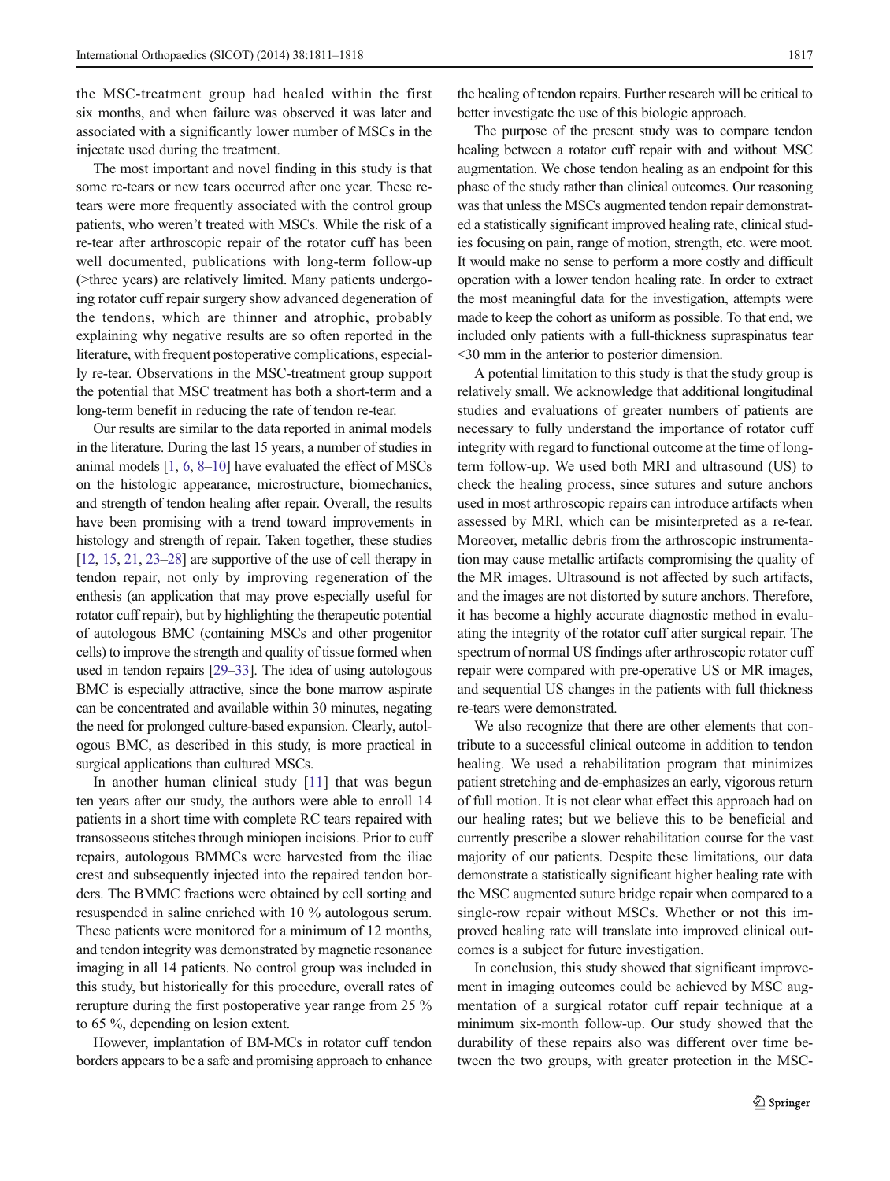the MSC-treatment group had healed within the first six months, and when failure was observed it was later and associated with a significantly lower number of MSCs in the injectate used during the treatment.

The most important and novel finding in this study is that some re-tears or new tears occurred after one year. These re-tears were more frequently associated with the control group patients, who weren't treated with MSCs. While the risk of a re-tear after arthroscopic repair of the rotator cuff has been well documented, publications with long-term follow-up (>three years) are relatively limited. Many patients undergoing rotator cuff repair surgery show advanced degeneration of the tendons, which are thinner and atrophic, probably explaining why negative results are so often reported in the literature, with frequent postoperative complications, especially re-tear. Observations in the MSC-treatment group support the potential that MSC treatment has both a short-term and a long-term benefit in reducing the rate of tendon re-tear.

Our results are similar to the data reported in animal models in the literature. During the last 15 years, a number of studies in animal models [1, 6, 8–10] have evaluated the effect of MSCs on the histologic appearance, microstructure, biomechanics, and strength of tendon healing after repair. Overall, the results have been promising with a trend toward improvements in histology and strength of repair. Taken together, these studies [12, 15, 21, 23–28] are supportive of the use of cell therapy in tendon repair, not only by improving regeneration of the enthesis (an application that may prove especially useful for rotator cuff repair), but by highlighting the therapeutic potential of autologous BMC (containing MSCs and other progenitor cells) to improve the strength and quality of tissue formed when used in tendon repairs [29–33]. The idea of using autologous BMC is especially attractive, since the bone marrow aspirate can be concentrated and available within 30 minutes, negating the need for prolonged culture-based expansion. Clearly, autologous BMC, as described in this study, is more practical in surgical applications than cultured MSCs.

In another human clinical study [11] that was begun ten years after our study, the authors were able to enroll 14 patients in a short time with complete RC tears repaired with transosseous stitches through miniopen incisions. Prior to cuff repairs, autologous BMMCs were harvested from the iliac crest and subsequently injected into the repaired tendon borders. The BMMC fractions were obtained by cell sorting and resuspended in saline enriched with 10 % autologous serum. These patients were monitored for a minimum of 12 months, and tendon integrity was demonstrated by magnetic resonance imaging in all 14 patients. No control group was included in this study, but historically for this procedure, overall rates of rerupture during the first postoperative year range from 25 % to 65 %, depending on lesion extent.

However, implantation of BM-MCs in rotator cuff tendon borders appears to be a safe and promising approach to enhance the healing of tendon repairs. Further research will be critical to better investigate the use of this biologic approach.

The purpose of the present study was to compare tendon healing between a rotator cuff repair with and without MSC augmentation. We chose tendon healing as an endpoint for this phase of the study rather than clinical outcomes. Our reasoning was that unless the MSCs augmented tendon repair demonstrated a statistically significant improved healing rate, clinical studies focusing on pain, range of motion, strength, etc. were moot. It would make no sense to perform a more costly and difficult operation with a lower tendon healing rate. In order to extract the most meaningful data for the investigation, attempts were made to keep the cohort as uniform as possible. To that end, we included only patients with a full-thickness supraspinatus tear <30 mm in the anterior to posterior dimension.

A potential limitation to this study is that the study group is relatively small. We acknowledge that additional longitudinal studies and evaluations of greater numbers of patients are necessary to fully understand the importance of rotator cuff integrity with regard to functional outcome at the time of long-term follow-up. We used both MRI and ultrasound (US) to check the healing process, since sutures and suture anchors used in most arthroscopic repairs can introduce artifacts when assessed by MRI, which can be misinterpreted as a re-tear. Moreover, metallic debris from the arthroscopic instrumentation may cause metallic artifacts compromising the quality of the MR images. Ultrasound is not affected by such artifacts, and the images are not distorted by suture anchors. Therefore, it has become a highly accurate diagnostic method in evaluating the integrity of the rotator cuff after surgical repair. The spectrum of normal US findings after arthroscopic rotator cuff repair were compared with pre-operative US or MR images, and sequential US changes in the patients with full thickness re-tears were demonstrated.

We also recognize that there are other elements that contribute to a successful clinical outcome in addition to tendon healing. We used a rehabilitation program that minimizes patient stretching and de-emphasizes an early, vigorous return of full motion. It is not clear what effect this approach had on our healing rates; but we believe this to be beneficial and currently prescribe a slower rehabilitation course for the vast majority of our patients. Despite these limitations, our data demonstrate a statistically significant higher healing rate with the MSC augmented suture bridge repair when compared to a single-row repair without MSCs. Whether or not this improved healing rate will translate into improved clinical outcomes is a subject for future investigation.

In conclusion, this study showed that significant improvement in imaging outcomes could be achieved by MSC augmentation of a surgical rotator cuff repair technique at a minimum six-month follow-up. Our study showed that the durability of these repairs also was different over time between the two groups, with greater protection in the MSC-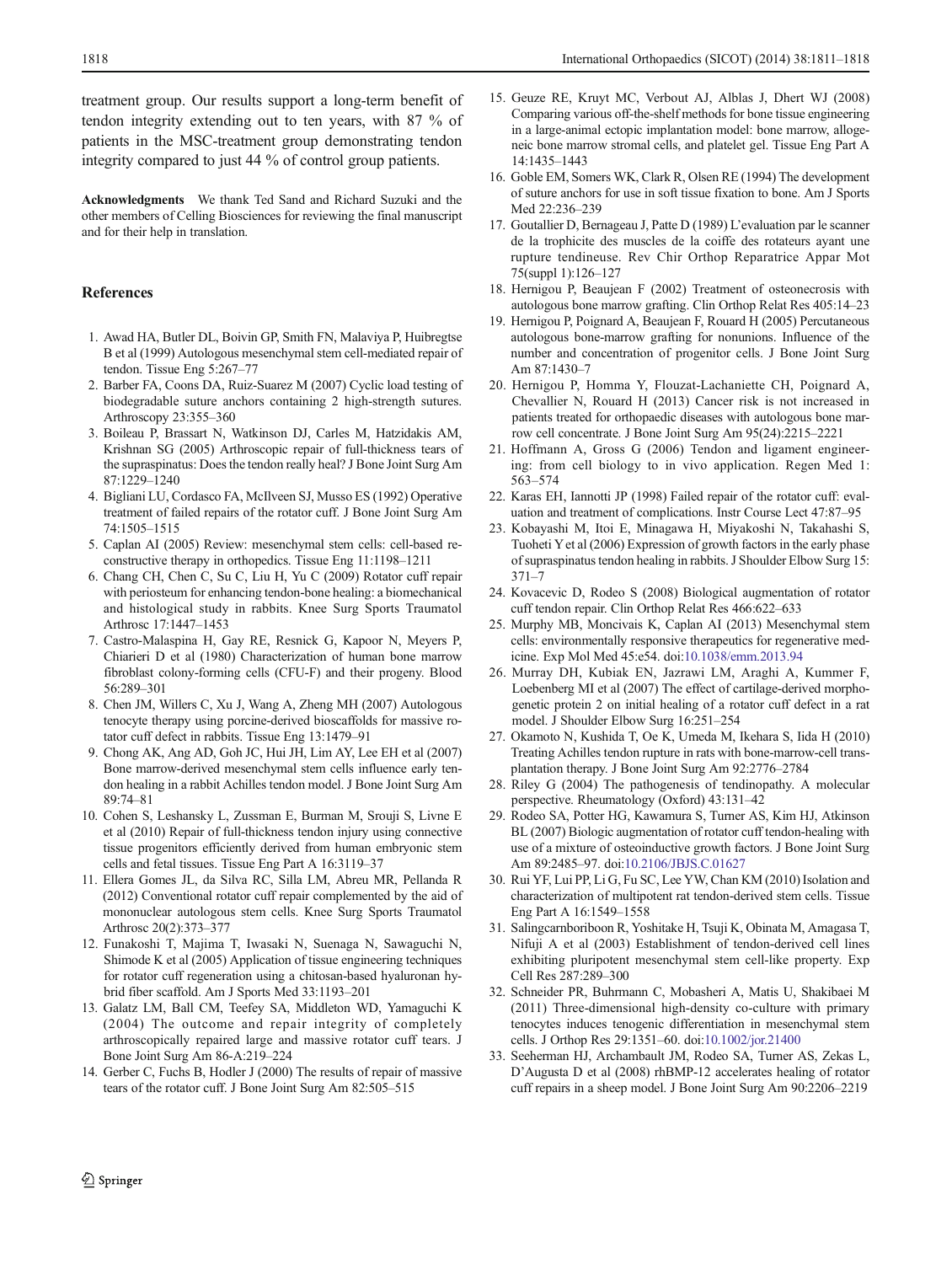treatment group. Our results support a long-term benefit of tendon integrity extending out to ten years, with 87 % of patients in the MSC-treatment group demonstrating tendon integrity compared to just 44 % of control group patients.

**Acknowledgments** We thank Ted Sand and Richard Suzuki and the other members of Celling Biosciences for reviewing the final manuscript and for their help in translation.

## References

1. Awad HA, Butler DL, Boivin GP, Smith FN, Malaviya P, Huibregtse B et al (1999) Autologous mesenchymal stem cell-mediated repair of tendon. Tissue Eng 5:267–77
2. Barber FA, Coons DA, Ruiz-Suarez M (2007) Cyclic load testing of biodegradable suture anchors containing 2 high-strength sutures. Arthroscopy 23:355–360
3. Boileau P, Brassart N, Watkinson DJ, Carles M, Hatzidakis AM, Krishnan SG (2005) Arthroscopic repair of full-thickness tears of the supraspinatus: Does the tendon really heal? J Bone Joint Surg Am 87:1229–1240
4. Bigliani LU, Cordasco FA, McIlveen SJ, Musso ES (1992) Operative treatment of failed repairs of the rotator cuff. J Bone Joint Surg Am 74:1505–1515
5. Caplan AI (2005) Review: mesenchymal stem cells: cell-based reconstructive therapy in orthopedics. Tissue Eng 11:1198–1211
6. Chang CH, Chen C, Su C, Liu H, Yu C (2009) Rotator cuff repair with periosteum for enhancing tendon-bone healing: a biomechanical and histological study in rabbits. Knee Surg Sports Traumatol Arthrosc 17:1447–1453
7. Castro-Malaspina H, Gay RE, Resnick G, Kapoor N, Meyers P, Chiarieri D et al (1980) Characterization of human bone marrow fibroblast colony-forming cells (CFU-F) and their progeny. Blood 56:289–301
8. Chen JM, Willers C, Xu J, Wang A, Zheng MH (2007) Autologous tenocyte therapy using porcine-derived bioscaffolds for massive rotator cuff defect in rabbits. Tissue Eng 13:1479–91
9. Chong AK, Ang AD, Goh JC, Hui JH, Lim AY, Lee EH et al (2007) Bone marrow-derived mesenchymal stem cells influence early tendon healing in a rabbit Achilles tendon model. J Bone Joint Surg Am 89:74–81
10. Cohen S, Leshansky L, Zussman E, Burman M, Srouji S, Livne E et al (2010) Repair of full-thickness tendon injury using connective tissue progenitors efficiently derived from human embryonic stem cells and fetal tissues. Tissue Eng Part A 16:3119–37
11. Ellera Gomes JL, da Silva RC, Silla LM, Abreu MR, Pellanda R (2012) Conventional rotator cuff repair complemented by the aid of mononuclear autologous stem cells. Knee Surg Sports Traumatol Arthrosc 20(2):373–377
12. Funakoshi T, Majima T, Iwasaki N, Suenaga N, Sawaguchi N, Shimode K et al (2005) Application of tissue engineering techniques for rotator cuff regeneration using a chitosan-based hyaluronan hybrid fiber scaffold. Am J Sports Med 33:1193–201
13. Galatz LM, Ball CM, Teefey SA, Middleton WD, Yamaguchi K (2004) The outcome and repair integrity of completely arthroscopically repaired large and massive rotator cuff tears. J Bone Joint Surg Am 86-A:219–224
14. Gerber C, Fuchs B, Hodler J (2000) The results of repair of massive tears of the rotator cuff. J Bone Joint Surg Am 82:505–515
15. Geuze RE, Kruyt MC, Verbout AJ, Alblas J, Dhert WJ (2008) Comparing various off-the-shelf methods for bone tissue engineering in a large-animal ectopic implantation model: bone marrow, allogeneic bone marrow stromal cells, and platelet gel. Tissue Eng Part A 14:1435–1443
16. Goble EM, Somers WK, Clark R, Olsen RE (1994) The development of suture anchors for use in soft tissue fixation to bone. Am J Sports Med 22:236–239
17. Goutallier D, Bernageau J, Patte D (1989) L'evaluation par le scanner de la trophicite des muscles de la coiffe des rotateurs ayant une rupture tendineuse. Rev Chir Orthop Reparatrice Appar Mot 75(suppl 1):126–127
18. Hernigou P, Beaujean F (2002) Treatment of osteonecrosis with autologous bone marrow grafting. Clin Orthop Relat Res 405:14–23
19. Hernigou P, Poignard A, Beaujean F, Rouard H (2005) Percutaneous autologous bone-marrow grafting for nonunions. Influence of the number and concentration of progenitor cells. J Bone Joint Surg Am 87:1430–7
20. Hernigou P, Homma Y, Flouzat-Lachaniette CH, Poignard A, Chevallier N, Rouard H (2013) Cancer risk is not increased in patients treated for orthopaedic diseases with autologous bone marrow cell concentrate. J Bone Joint Surg Am 95(24):2215–2221
21. Hoffmann A, Gross G (2006) Tendon and ligament engineering: from cell biology to in vivo application. Regen Med 1: 563–574
22. Karas EH, Iannotti JP (1998) Failed repair of the rotator cuff: evaluation and treatment of complications. Instr Course Lect 47:87–95
23. Kobayashi M, Itoi E, Minagawa H, Miyakoshi N, Takahashi S, Tuoheti Y et al (2006) Expression of growth factors in the early phase of supraspinatus tendon healing in rabbits. J Shoulder Elbow Surg 15: 371–7
24. Kovacevic D, Rodeo S (2008) Biological augmentation of rotator cuff tendon repair. Clin Orthop Relat Res 466:622–633
25. Murphy MB, Moncivais K, Caplan AI (2013) Mesenchymal stem cells: environmentally responsive therapeutics for regenerative medicine. Exp Mol Med 45:e54. doi:10.1038/emm.2013.94
26. Murray DH, Kubiak EN, Jazrawi LM, Araghi A, Kummer F, Loebenberg MI et al (2007) The effect of cartilage-derived morphogenetic protein 2 on initial healing of a rotator cuff defect in a rat model. J Shoulder Elbow Surg 16:251–254
27. Okamoto N, Kushida T, Oe K, Umeda M, Ikehara S, Iida H (2010) Treating Achilles tendon rupture in rats with bone-marrow-cell transplantation therapy. J Bone Joint Surg Am 92:2776–2784
28. Riley G (2004) The pathogenesis of tendinopathy. A molecular perspective. Rheumatology (Oxford) 43:131–42
29. Rodeo SA, Potter HG, Kawamura S, Turner AS, Kim HJ, Atkinson BL (2007) Biologic augmentation of rotator cuff tendon-healing with use of a mixture of osteoinductive growth factors. J Bone Joint Surg Am 89:2485–97. doi:10.2106/JBJS.C.01627
30. Rui YF, Lui PP, Li G, Fu SC, Lee YW, Chan KM (2010) Isolation and characterization of multipotent rat tendon-derived stem cells. Tissue Eng Part A 16:1549–1558
31. Salingcarnboriboon R, Yoshitake H, Tsuji K, Obinata M, Amagasa T, Nifuji A et al (2003) Establishment of tendon-derived cell lines exhibiting pluripotent mesenchymal stem cell-like property. Exp Cell Res 287:289–300
32. Schneider PR, Buhrmann C, Mobasheri A, Matis U, Shakibaei M (2011) Three-dimensional high-density co-culture with primary tenocytes induces tenogenic differentiation in mesenchymal stem cells. J Orthop Res 29:1351–60. doi:10.1002/jor.21400
33. Seeherman HJ, Archambault JM, Rodeo SA, Turner AS, Zekas L, D'Augusta D et al (2008) rhBMP-12 accelerates healing of rotator cuff repairs in a sheep model. J Bone Joint Surg Am 90:2206–2219